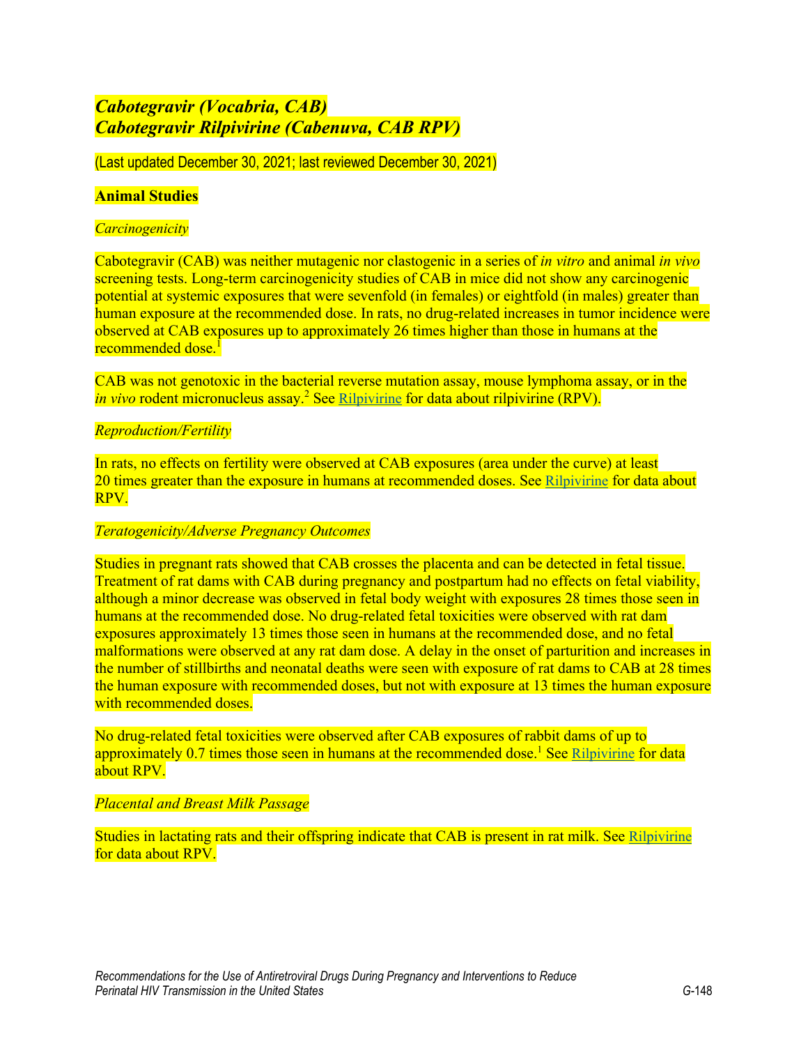# *Cabotegravir (Vocabria, CAB)*
# *Cabotegravir Rilpivirine (Cabenuva, CAB RPV)*

(Last updated December 30, 2021; last reviewed December 30, 2021)

## Animal Studies

### *Carcinogenicity*

Cabotegravir (CAB) was neither mutagenic nor clastogenic in a series of *in vitro* and animal *in vivo* screening tests. Long-term carcinogenicity studies of CAB in mice did not show any carcinogenic potential at systemic exposures that were sevenfold (in females) or eightfold (in males) greater than human exposure at the recommended dose. In rats, no drug-related increases in tumor incidence were observed at CAB exposures up to approximately 26 times higher than those in humans at the recommended dose.[1]

CAB was not genotoxic in the bacterial reverse mutation assay, mouse lymphoma assay, or in the *in vivo* rodent micronucleus assay.[2] See Rilpivirine for data about rilpivirine (RPV).

### *Reproduction/Fertility*

In rats, no effects on fertility were observed at CAB exposures (area under the curve) at least 20 times greater than the exposure in humans at recommended doses. See Rilpivirine for data about RPV.

### *Teratogenicity/Adverse Pregnancy Outcomes*

Studies in pregnant rats showed that CAB crosses the placenta and can be detected in fetal tissue. Treatment of rat dams with CAB during pregnancy and postpartum had no effects on fetal viability, although a minor decrease was observed in fetal body weight with exposures 28 times those seen in humans at the recommended dose. No drug-related fetal toxicities were observed with rat dam exposures approximately 13 times those seen in humans at the recommended dose, and no fetal malformations were observed at any rat dam dose. A delay in the onset of parturition and increases in the number of stillbirths and neonatal deaths were seen with exposure of rat dams to CAB at 28 times the human exposure with recommended doses, but not with exposure at 13 times the human exposure with recommended doses.

No drug-related fetal toxicities were observed after CAB exposures of rabbit dams of up to approximately 0.7 times those seen in humans at the recommended dose.[1] See Rilpivirine for data about RPV.

### *Placental and Breast Milk Passage*

Studies in lactating rats and their offspring indicate that CAB is present in rat milk. See Rilpivirine for data about RPV.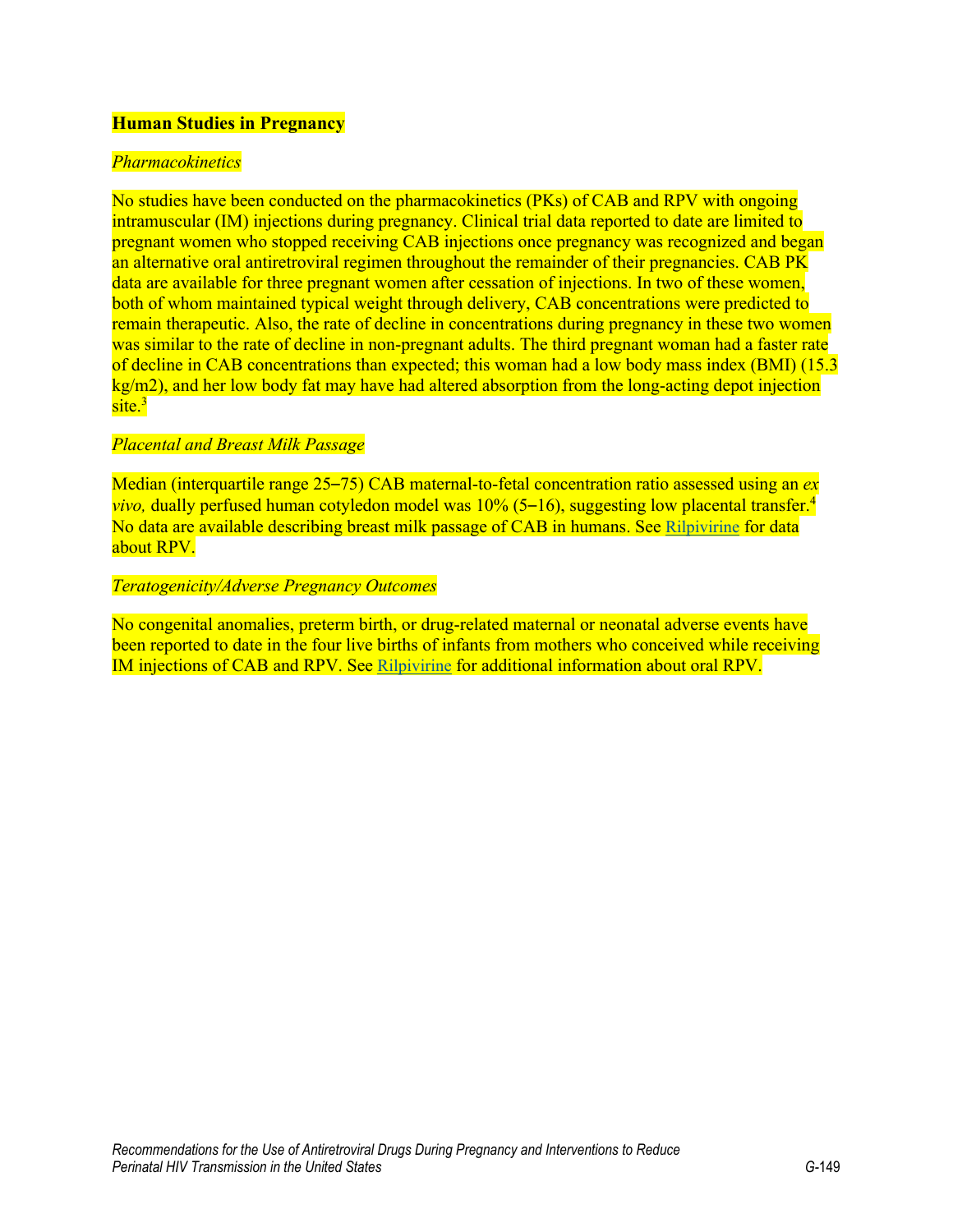### Human Studies in Pregnancy

*Pharmacokinetics*

No studies have been conducted on the pharmacokinetics (PKs) of CAB and RPV with ongoing intramuscular (IM) injections during pregnancy. Clinical trial data reported to date are limited to pregnant women who stopped receiving CAB injections once pregnancy was recognized and began an alternative oral antiretroviral regimen throughout the remainder of their pregnancies. CAB PK data are available for three pregnant women after cessation of injections. In two of these women, both of whom maintained typical weight through delivery, CAB concentrations were predicted to remain therapeutic. Also, the rate of decline in concentrations during pregnancy in these two women was similar to the rate of decline in non-pregnant adults. The third pregnant woman had a faster rate of decline in CAB concentrations than expected; this woman had a low body mass index (BMI) (15.3 kg/m2), and her low body fat may have had altered absorption from the long-acting depot injection site.[3]

*Placental and Breast Milk Passage*

Median (interquartile range 25–75) CAB maternal-to-fetal concentration ratio assessed using an *ex vivo,* dually perfused human cotyledon model was 10% (5–16), suggesting low placental transfer.[4] No data are available describing breast milk passage of CAB in humans. See Rilpivirine for data about RPV.

*Teratogenicity/Adverse Pregnancy Outcomes*

No congenital anomalies, preterm birth, or drug-related maternal or neonatal adverse events have been reported to date in the four live births of infants from mothers who conceived while receiving IM injections of CAB and RPV. See Rilpivirine for additional information about oral RPV.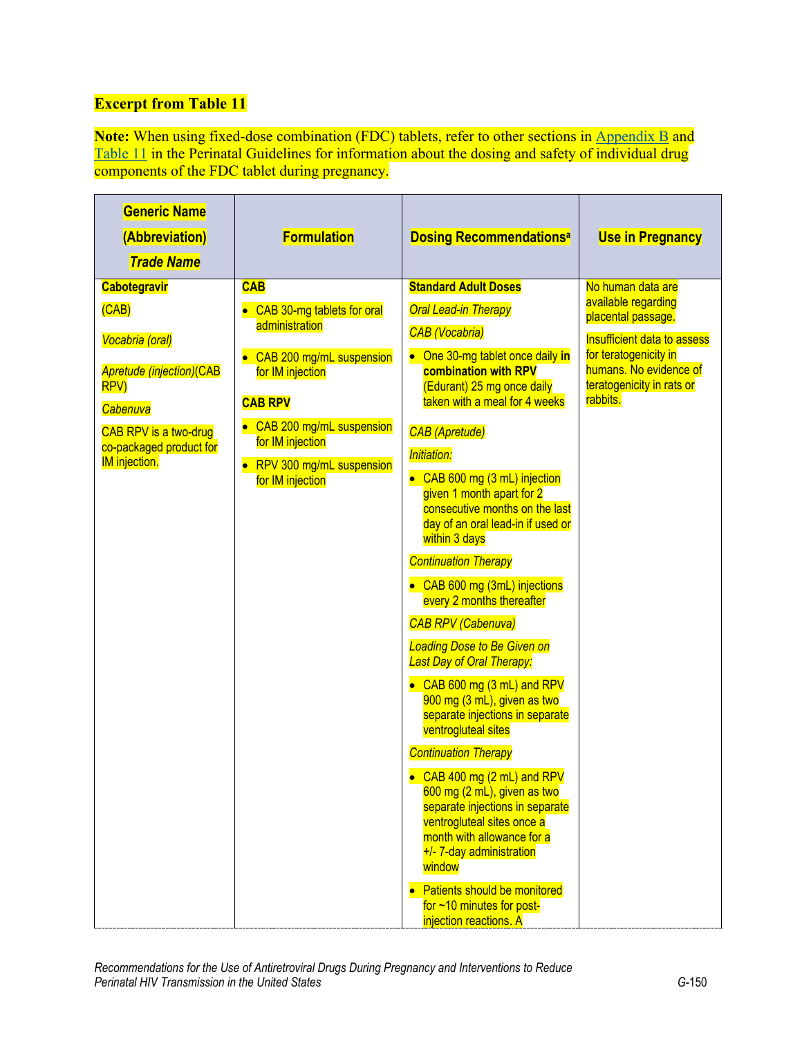**Excerpt from Table 11**

**Note:** When using fixed-dose combination (FDC) tablets, refer to other sections in Appendix B and Table 11 in the Perinatal Guidelines for information about the dosing and safety of individual drug components of the FDC tablet during pregnancy.

| **Generic Name (Abbreviation) *Trade Name*** | **Formulation** | **Dosing Recommendations**[a] | **Use in Pregnancy** |
|---|---|---|---|
| **Cabotegravir**<br><br>(CAB)<br><br>*Vocabria (oral)*<br><br>*Apretude (injection)*(CAB RPV)<br><br>*Cabenuva*<br><br>CAB RPV is a two-drug co-packaged product for IM injection. | **CAB**<br><br>• CAB 30-mg tablets for oral administration<br><br>• CAB 200 mg/mL suspension for IM injection<br><br>**CAB RPV**<br><br>• CAB 200 mg/mL suspension for IM injection<br><br>• RPV 300 mg/mL suspension for IM injection | **Standard Adult Doses**<br><br>*Oral Lead-in Therapy*<br><br>*CAB (Vocabria)*<br><br>• One 30-mg tablet once daily **in combination with RPV** (Edurant) 25 mg once daily taken with a meal for 4 weeks<br><br>*CAB (Apretude)*<br><br>*Initiation:*<br><br>• CAB 600 mg (3 mL) injection given 1 month apart for 2 consecutive months on the last day of an oral lead-in if used or within 3 days<br><br>*Continuation Therapy*<br><br>• CAB 600 mg (3mL) injections every 2 months thereafter<br><br>*CAB RPV (Cabenuva)*<br><br>*Loading Dose to Be Given on Last Day of Oral Therapy:*<br><br>• CAB 600 mg (3 mL) and RPV 900 mg (3 mL), given as two separate injections in separate ventrogluteal sites<br><br>*Continuation Therapy*<br><br>• CAB 400 mg (2 mL) and RPV 600 mg (2 mL), given as two separate injections in separate ventrogluteal sites once a month with allowance for a +/- 7-day administration window<br><br>• Patients should be monitored for ~10 minutes for post-injection reactions. A | No human data are available regarding placental passage.<br><br>Insufficient data to assess for teratogenicity in humans. No evidence of teratogenicity in rats or rabbits. |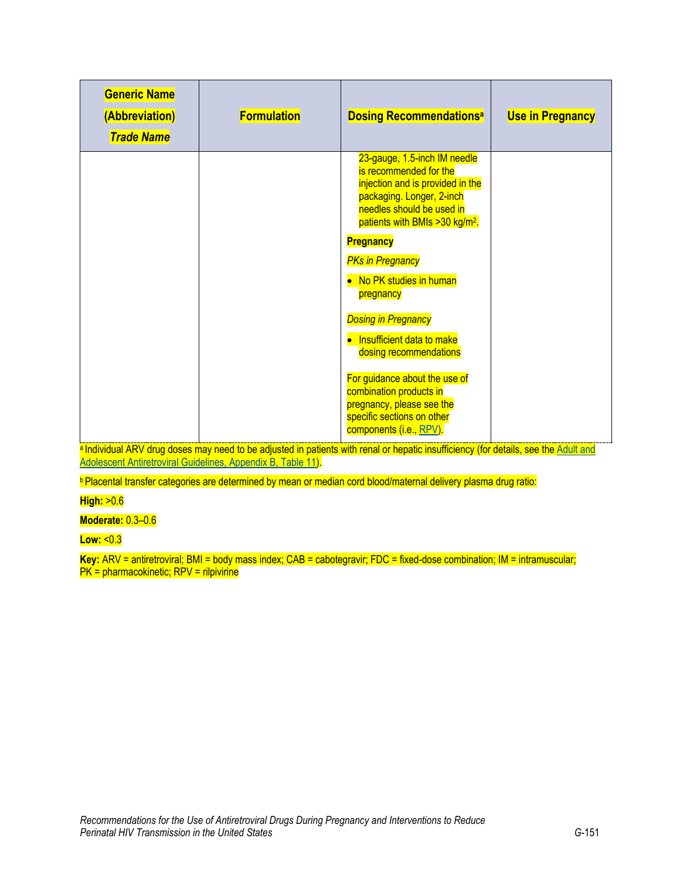| Generic Name (Abbreviation) *Trade Name* | Formulation | Dosing Recommendations[a] | Use in Pregnancy |
|---|---|---|---|
| | | 23-gauge, 1.5-inch IM needle is recommended for the injection and is provided in the packaging. Longer, 2-inch needles should be used in patients with BMIs >30 kg/m$^2$.<br><br>**Pregnancy**<br><br>*PKs in Pregnancy*<br><br>• No PK studies in human pregnancy<br><br>*Dosing in Pregnancy*<br><br>• Insufficient data to make dosing recommendations<br><br>For guidance about the use of combination products in pregnancy, please see the specific sections on other components (i.e., RPV). | |

[a] Individual ARV drug doses may need to be adjusted in patients with renal or hepatic insufficiency (for details, see the Adult and Adolescent Antiretroviral Guidelines, Appendix B, Table 11).

[b] Placental transfer categories are determined by mean or median cord blood/maternal delivery plasma drug ratio:

**High:** >0.6

**Moderate:** 0.3–0.6

**Low:** <0.3

**Key:** ARV = antiretroviral; BMI = body mass index; CAB = cabotegravir; FDC = fixed-dose combination; IM = intramuscular; PK = pharmacokinetic; RPV = rilpivirine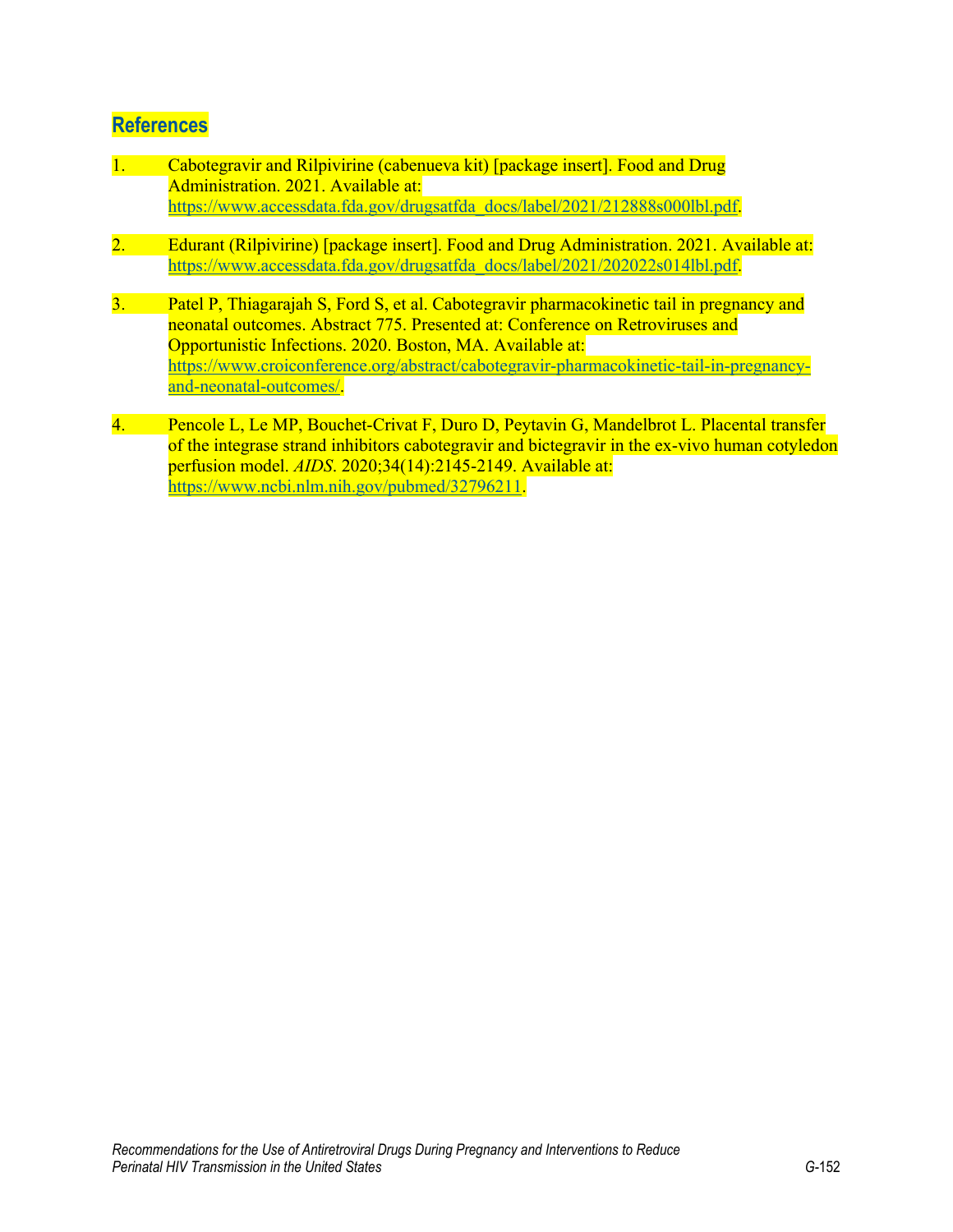## References

1. Cabotegravir and Rilpivirine (cabenueva kit) [package insert]. Food and Drug Administration. 2021. Available at: https://www.accessdata.fda.gov/drugsatfda_docs/label/2021/212888s000lbl.pdf.

2. Edurant (Rilpivirine) [package insert]. Food and Drug Administration. 2021. Available at: https://www.accessdata.fda.gov/drugsatfda_docs/label/2021/202022s014lbl.pdf.

3. Patel P, Thiagarajah S, Ford S, et al. Cabotegravir pharmacokinetic tail in pregnancy and neonatal outcomes. Abstract 775. Presented at: Conference on Retroviruses and Opportunistic Infections. 2020. Boston, MA. Available at: https://www.croiconference.org/abstract/cabotegravir-pharmacokinetic-tail-in-pregnancy-and-neonatal-outcomes/.

4. Pencole L, Le MP, Bouchet-Crivat F, Duro D, Peytavin G, Mandelbrot L. Placental transfer of the integrase strand inhibitors cabotegravir and bictegravir in the ex-vivo human cotyledon perfusion model. *AIDS*. 2020;34(14):2145-2149. Available at: https://www.ncbi.nlm.nih.gov/pubmed/32796211.